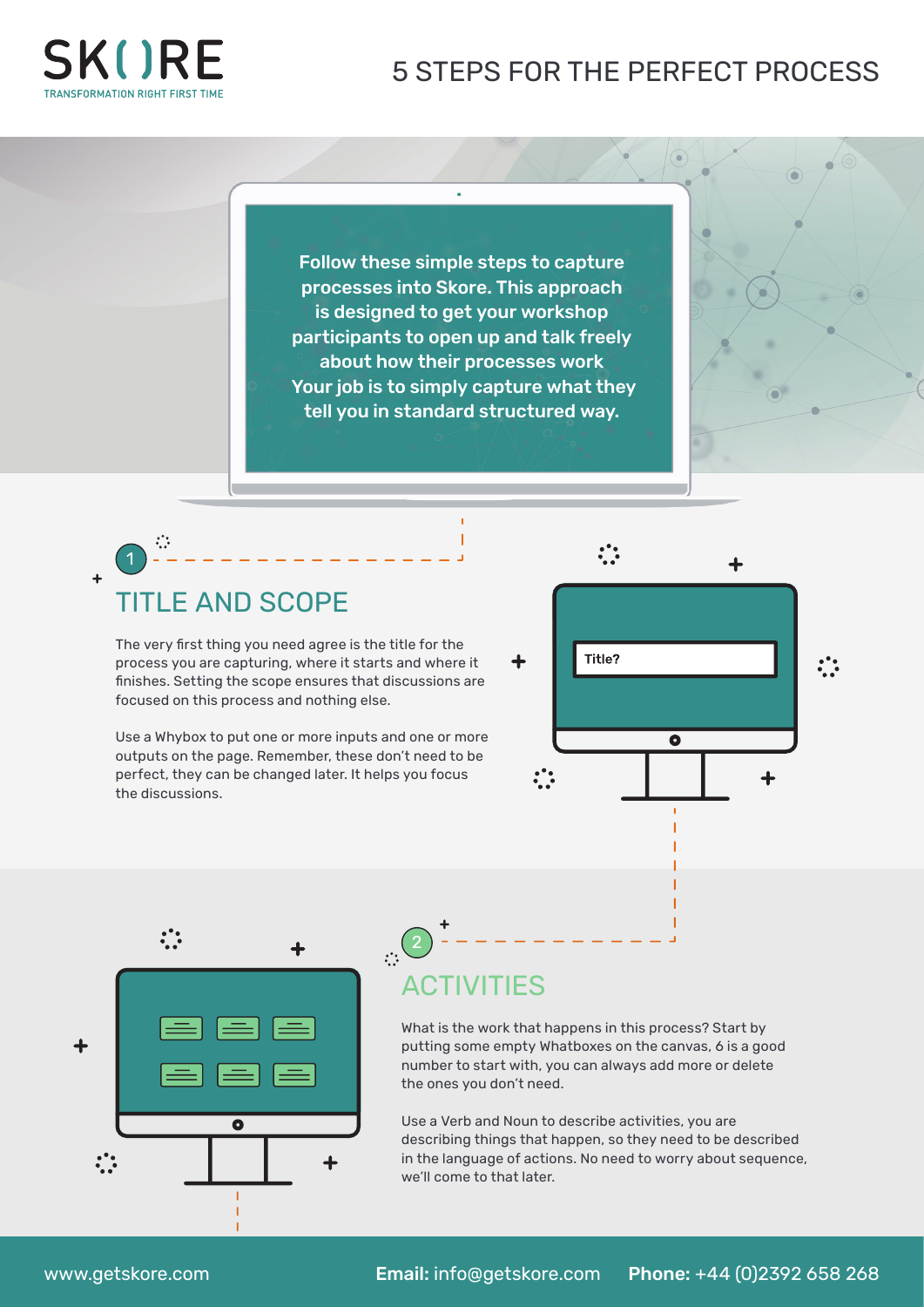SK()RE

TRANSFORMATION RIGHT FIRST TIME

# 5 STEPS FOR THE PERFECT PROCESS

**Follow these simple steps to capture processes into Skore. This approach is designed to get your workshop participants to open up and talk freely about how their processes work Your job is to simply capture what they tell you in standard structured way.**

1

## TITLE AND SCOPE

The very first thing you need agree is the title for the process you are capturing, where it starts and where it finishes. Setting the scope ensures that discussions are focused on this process and nothing else.

Use a Whybox to put one or more inputs and one or more outputs on the page. Remember, these don't need to be perfect, they can be changed later. It helps you focus the discussions.

Title?

2

## ACTIVITIES

What is the work that happens in this process? Start by putting some empty Whatboxes on the canvas, 6 is a good number to start with, you can always add more or delete the ones you don't need.

Use a Verb and Noun to describe activities, you are describing things that happen, so they need to be described in the language of actions. No need to worry about sequence, we'll come to that later.

www.getskore.com **Email:** info@getskore.com **Phone:** +44 (0)2392 658 268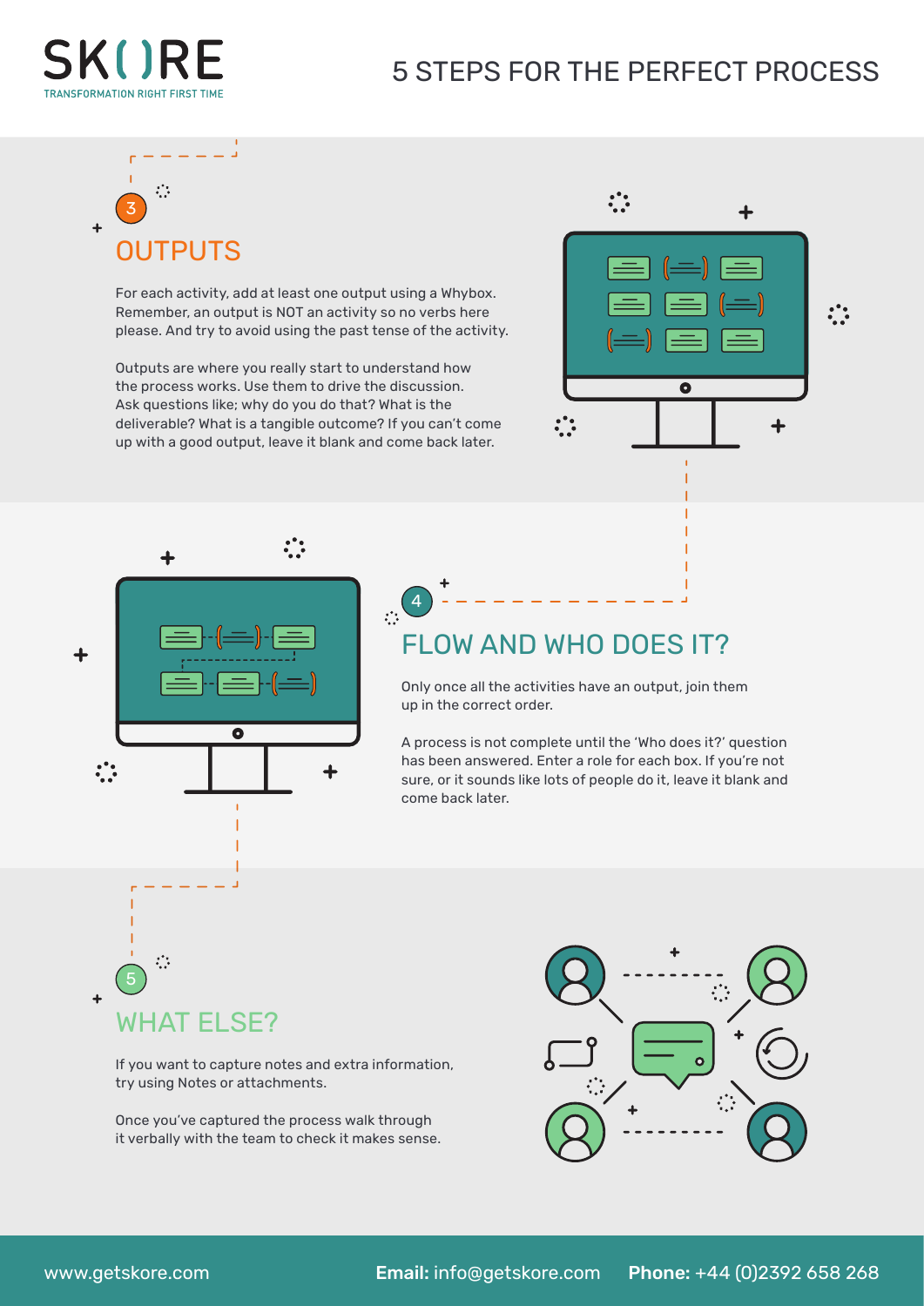# 5 STEPS FOR THE PERFECT PROCESS

## 3 OUTPUTS

For each activity, add at least one output using a Whybox. Remember, an output is NOT an activity so no verbs here please. And try to avoid using the past tense of the activity.

Outputs are where you really start to understand how the process works. Use them to drive the discussion. Ask questions like; why do you do that? What is the deliverable? What is a tangible outcome? If you can't come up with a good output, leave it blank and come back later.

## 4 FLOW AND WHO DOES IT?

Only once all the activities have an output, join them up in the correct order.

A process is not complete until the 'Who does it?' question has been answered. Enter a role for each box. If you're not sure, or it sounds like lots of people do it, leave it blank and come back later.

## 5 WHAT ELSE?

If you want to capture notes and extra information, try using Notes or attachments.

Once you've captured the process walk through it verbally with the team to check it makes sense.

www.getskore.com **Email:** info@getskore.com **Phone:** +44 (0)2392 658 268